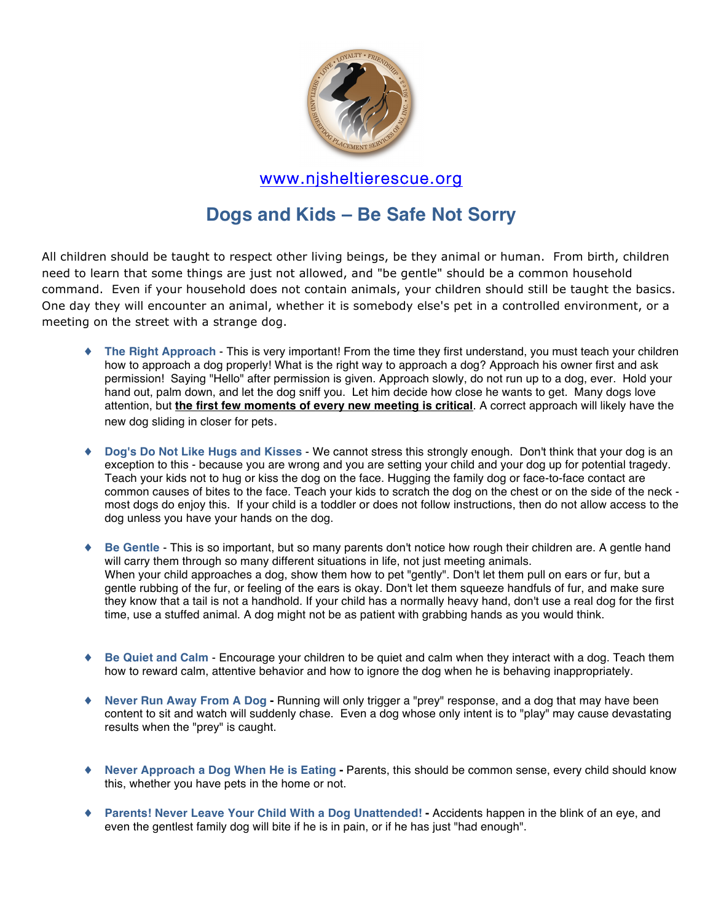www.njsheltierescue.org

# Dogs and Kids – Be Safe Not Sorry

All children should be taught to respect other living beings, be they animal or human. From birth, children need to learn that some things are just not allowed, and "be gentle" should be a common household command. Even if your household does not contain animals, your children should still be taught the basics. One day they will encounter an animal, whether it is somebody else's pet in a controlled environment, or a meeting on the street with a strange dog.

- **The Right Approach** - This is very important! From the time they first understand, you must teach your children how to approach a dog properly! What is the right way to approach a dog? Approach his owner first and ask permission! Saying "Hello" after permission is given. Approach slowly, do not run up to a dog, ever. Hold your hand out, palm down, and let the dog sniff you. Let him decide how close he wants to get. Many dogs love attention, but **the first few moments of every new meeting is critical**. A correct approach will likely have the new dog sliding in closer for pets.

- **Dog's Do Not Like Hugs and Kisses** - We cannot stress this strongly enough. Don't think that your dog is an exception to this - because you are wrong and you are setting your child and your dog up for potential tragedy. Teach your kids not to hug or kiss the dog on the face. Hugging the family dog or face-to-face contact are common causes of bites to the face. Teach your kids to scratch the dog on the chest or on the side of the neck - most dogs do enjoy this. If your child is a toddler or does not follow instructions, then do not allow access to the dog unless you have your hands on the dog.

- **Be Gentle** - This is so important, but so many parents don't notice how rough their children are. A gentle hand will carry them through so many different situations in life, not just meeting animals.
  When your child approaches a dog, show them how to pet "gently". Don't let them pull on ears or fur, but a gentle rubbing of the fur, or feeling of the ears is okay. Don't let them squeeze handfuls of fur, and make sure they know that a tail is not a handhold. If your child has a normally heavy hand, don't use a real dog for the first time, use a stuffed animal. A dog might not be as patient with grabbing hands as you would think.

- **Be Quiet and Calm** - Encourage your children to be quiet and calm when they interact with a dog. Teach them how to reward calm, attentive behavior and how to ignore the dog when he is behaving inappropriately.

- **Never Run Away From A Dog -** Running will only trigger a "prey" response, and a dog that may have been content to sit and watch will suddenly chase. Even a dog whose only intent is to "play" may cause devastating results when the "prey" is caught.

- **Never Approach a Dog When He is Eating -** Parents, this should be common sense, every child should know this, whether you have pets in the home or not.

- **Parents! Never Leave Your Child With a Dog Unattended! -** Accidents happen in the blink of an eye, and even the gentlest family dog will bite if he is in pain, or if he has just "had enough".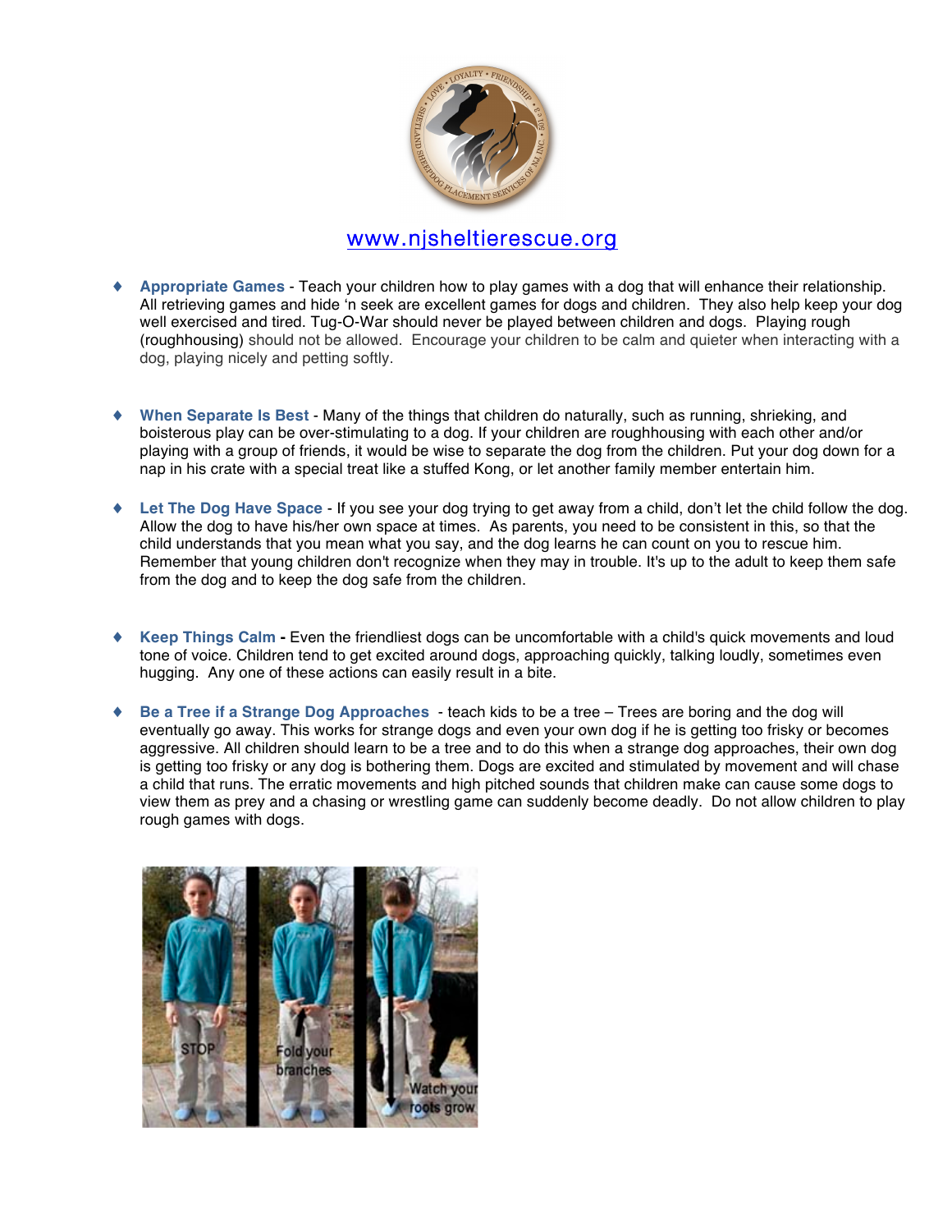www.njsheltierescue.org

- **Appropriate Games** - Teach your children how to play games with a dog that will enhance their relationship. All retrieving games and hide 'n seek are excellent games for dogs and children. They also help keep your dog well exercised and tired. Tug-O-War should never be played between children and dogs. Playing rough (roughhousing) should not be allowed. Encourage your children to be calm and quieter when interacting with a dog, playing nicely and petting softly.

- **When Separate Is Best** - Many of the things that children do naturally, such as running, shrieking, and boisterous play can be over-stimulating to a dog. If your children are roughhousing with each other and/or playing with a group of friends, it would be wise to separate the dog from the children. Put your dog down for a nap in his crate with a special treat like a stuffed Kong, or let another family member entertain him.

- **Let The Dog Have Space** - If you see your dog trying to get away from a child, don't let the child follow the dog. Allow the dog to have his/her own space at times. As parents, you need to be consistent in this, so that the child understands that you mean what you say, and the dog learns he can count on you to rescue him. Remember that young children don't recognize when they may in trouble. It's up to the adult to keep them safe from the dog and to keep the dog safe from the children.

- **Keep Things Calm** - Even the friendliest dogs can be uncomfortable with a child's quick movements and loud tone of voice. Children tend to get excited around dogs, approaching quickly, talking loudly, sometimes even hugging. Any one of these actions can easily result in a bite.

- **Be a Tree if a Strange Dog Approaches** - teach kids to be a tree – Trees are boring and the dog will eventually go away. This works for strange dogs and even your own dog if he is getting too frisky or becomes aggressive. All children should learn to be a tree and to do this when a strange dog approaches, their own dog is getting too frisky or any dog is bothering them. Dogs are excited and stimulated by movement and will chase a child that runs. The erratic movements and high pitched sounds that children make can cause some dogs to view them as prey and a chasing or wrestling game can suddenly become deadly. Do not allow children to play rough games with dogs.

STOP | Fold your branches | Watch your roots grow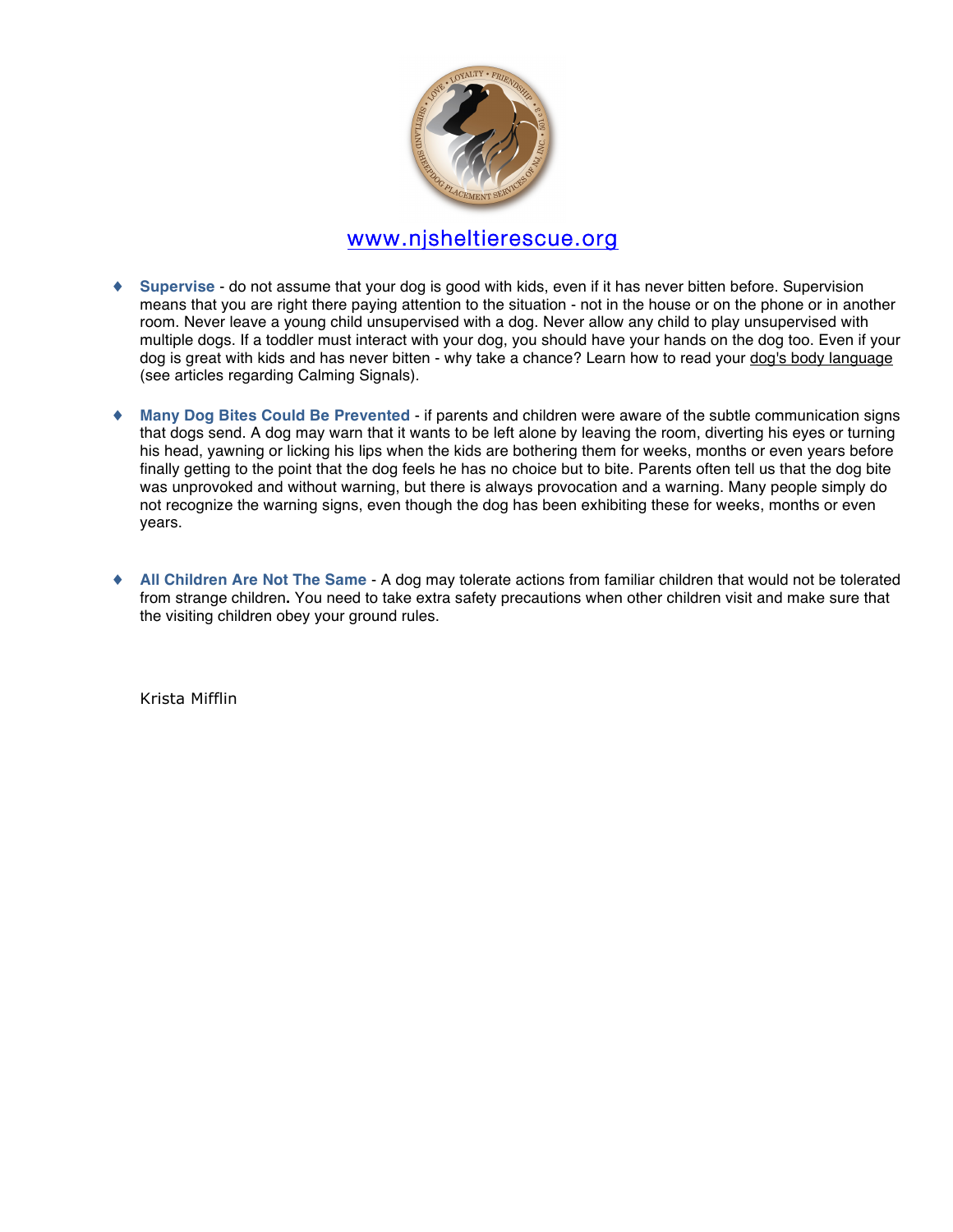www.njsheltierescue.org

- **Supervise** - do not assume that your dog is good with kids, even if it has never bitten before. Supervision means that you are right there paying attention to the situation - not in the house or on the phone or in another room. Never leave a young child unsupervised with a dog. Never allow any child to play unsupervised with multiple dogs. If a toddler must interact with your dog, you should have your hands on the dog too. Even if your dog is great with kids and has never bitten - why take a chance? Learn how to read your dog's body language (see articles regarding Calming Signals).

- **Many Dog Bites Could Be Prevented** - if parents and children were aware of the subtle communication signs that dogs send. A dog may warn that it wants to be left alone by leaving the room, diverting his eyes or turning his head, yawning or licking his lips when the kids are bothering them for weeks, months or even years before finally getting to the point that the dog feels he has no choice but to bite. Parents often tell us that the dog bite was unprovoked and without warning, but there is always provocation and a warning. Many people simply do not recognize the warning signs, even though the dog has been exhibiting these for weeks, months or even years.

- **All Children Are Not The Same** - A dog may tolerate actions from familiar children that would not be tolerated from strange children. You need to take extra safety precautions when other children visit and make sure that the visiting children obey your ground rules.

Krista Mifflin